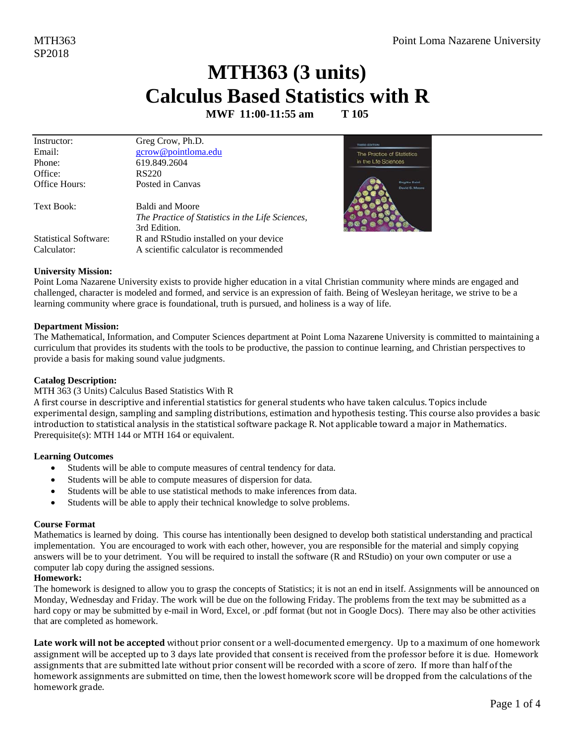MTH363
SP2018

Point Loma Nazarene University

# MTH363 (3 units)
# Calculus Based Statistics with R

**MWF 11:00-11:55 am T 105**

| | |
|---|---|
| Instructor: | Greg Crow, Ph.D. |
| Email: | gcrow@pointloma.edu |
| Phone: | 619.849.2604 |
| Office: | RS220 |
| Office Hours: | Posted in Canvas |
| Text Book: | Baldi and Moore *The Practice of Statistics in the Life Sciences*, 3rd Edition. |
| Statistical Software: | R and RStudio installed on your device |
| Calculator: | A scientific calculator is recommended |

**University Mission:**
Point Loma Nazarene University exists to provide higher education in a vital Christian community where minds are engaged and challenged, character is modeled and formed, and service is an expression of faith. Being of Wesleyan heritage, we strive to be a learning community where grace is foundational, truth is pursued, and holiness is a way of life.

**Department Mission:**
The Mathematical, Information, and Computer Sciences department at Point Loma Nazarene University is committed to maintaining a curriculum that provides its students with the tools to be productive, the passion to continue learning, and Christian perspectives to provide a basis for making sound value judgments.

**Catalog Description:**
MTH 363 (3 Units) Calculus Based Statistics With R
A first course in descriptive and inferential statistics for general students who have taken calculus. Topics include experimental design, sampling and sampling distributions, estimation and hypothesis testing. This course also provides a basic introduction to statistical analysis in the statistical software package R. Not applicable toward a major in Mathematics.
Prerequisite(s): MTH 144 or MTH 164 or equivalent.

**Learning Outcomes**
- Students will be able to compute measures of central tendency for data.
- Students will be able to compute measures of dispersion for data.
- Students will be able to use statistical methods to make inferences from data.
- Students will be able to apply their technical knowledge to solve problems.

**Course Format**
Mathematics is learned by doing. This course has intentionally been designed to develop both statistical understanding and practical implementation. You are encouraged to work with each other, however, you are responsible for the material and simply copying answers will be to your detriment. You will be required to install the software (R and RStudio) on your own computer or use a computer lab copy during the assigned sessions.

**Homework:**
The homework is designed to allow you to grasp the concepts of Statistics; it is not an end in itself. Assignments will be announced on Monday, Wednesday and Friday. The work will be due on the following Friday. The problems from the text may be submitted as a hard copy or may be submitted by e-mail in Word, Excel, or .pdf format (but not in Google Docs). There may also be other activities that are completed as homework.

**Late work will not be accepted** without prior consent or a well-documented emergency. Up to a maximum of one homework assignment will be accepted up to 3 days late provided that consent is received from the professor before it is due. Homework assignments that are submitted late without prior consent will be recorded with a score of zero. If more than half of the homework assignments are submitted on time, then the lowest homework score will be dropped from the calculations of the homework grade.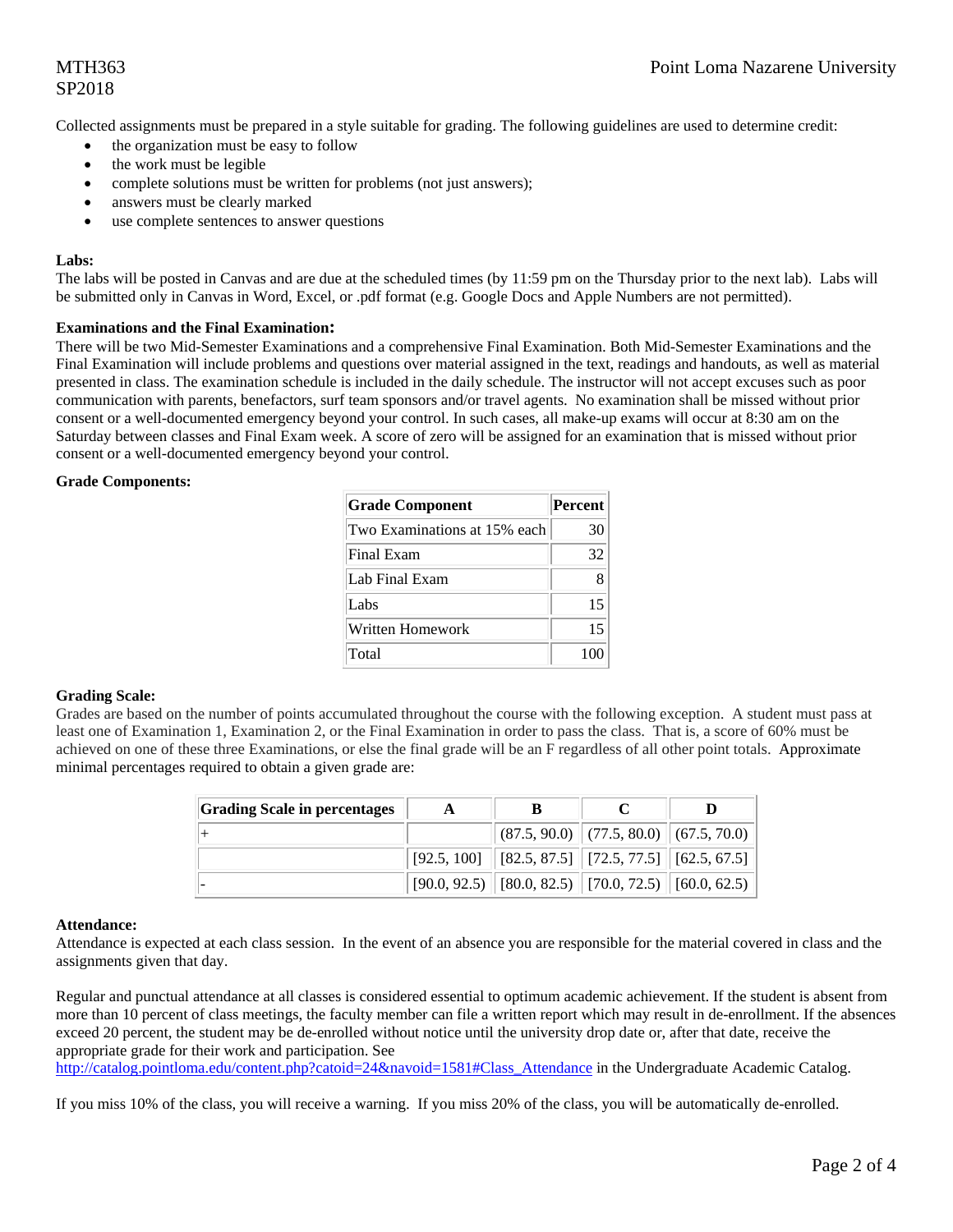Collected assignments must be prepared in a style suitable for grading. The following guidelines are used to determine credit:

- the organization must be easy to follow
- the work must be legible
- complete solutions must be written for problems (not just answers);
- answers must be clearly marked
- use complete sentences to answer questions

**Labs:**

The labs will be posted in Canvas and are due at the scheduled times (by 11:59 pm on the Thursday prior to the next lab). Labs will be submitted only in Canvas in Word, Excel, or .pdf format (e.g. Google Docs and Apple Numbers are not permitted).

**Examinations and the Final Examination:**

There will be two Mid-Semester Examinations and a comprehensive Final Examination. Both Mid-Semester Examinations and the Final Examination will include problems and questions over material assigned in the text, readings and handouts, as well as material presented in class. The examination schedule is included in the daily schedule. The instructor will not accept excuses such as poor communication with parents, benefactors, surf team sponsors and/or travel agents. No examination shall be missed without prior consent or a well-documented emergency beyond your control. In such cases, all make-up exams will occur at 8:30 am on the Saturday between classes and Final Exam week. A score of zero will be assigned for an examination that is missed without prior consent or a well-documented emergency beyond your control.

**Grade Components:**

| Grade Component | Percent |
|---|---|
| Two Examinations at 15% each | 30 |
| Final Exam | 32 |
| Lab Final Exam | 8 |
| Labs | 15 |
| Written Homework | 15 |
| Total | 100 |

**Grading Scale:**

Grades are based on the number of points accumulated throughout the course with the following exception. A student must pass at least one of Examination 1, Examination 2, or the Final Examination in order to pass the class. That is, a score of 60% must be achieved on one of these three Examinations, or else the final grade will be an F regardless of all other point totals. Approximate minimal percentages required to obtain a given grade are:

| Grading Scale in percentages | A | B | C | D |
|---|---|---|---|---|
| + | | (87.5, 90.0) | (77.5, 80.0) | (67.5, 70.0) |
| | [92.5, 100] | [82.5, 87.5] | [72.5, 77.5] | [62.5, 67.5] |
| - | [90.0, 92.5) | [80.0, 82.5) | [70.0, 72.5) | [60.0, 62.5) |

**Attendance:**

Attendance is expected at each class session. In the event of an absence you are responsible for the material covered in class and the assignments given that day.

Regular and punctual attendance at all classes is considered essential to optimum academic achievement. If the student is absent from more than 10 percent of class meetings, the faculty member can file a written report which may result in de-enrollment. If the absences exceed 20 percent, the student may be de-enrolled without notice until the university drop date or, after that date, receive the appropriate grade for their work and participation. See http://catalog.pointloma.edu/content.php?catoid=24&navoid=1581#Class_Attendance in the Undergraduate Academic Catalog.

If you miss 10% of the class, you will receive a warning. If you miss 20% of the class, you will be automatically de-enrolled.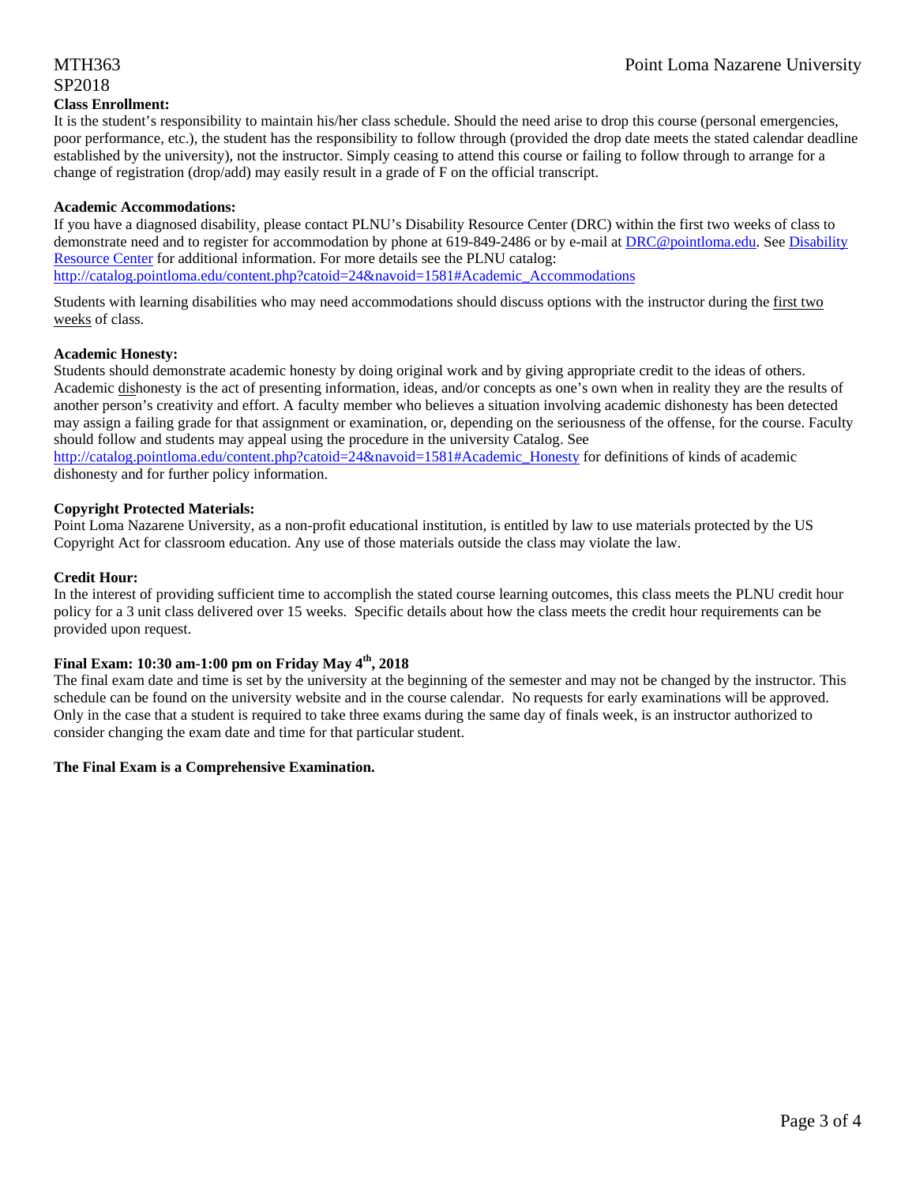**Class Enrollment:**
It is the student's responsibility to maintain his/her class schedule. Should the need arise to drop this course (personal emergencies, poor performance, etc.), the student has the responsibility to follow through (provided the drop date meets the stated calendar deadline established by the university), not the instructor. Simply ceasing to attend this course or failing to follow through to arrange for a change of registration (drop/add) may easily result in a grade of F on the official transcript.

**Academic Accommodations:**
If you have a diagnosed disability, please contact PLNU's Disability Resource Center (DRC) within the first two weeks of class to demonstrate need and to register for accommodation by phone at 619-849-2486 or by e-mail at DRC@pointloma.edu. See Disability Resource Center for additional information. For more details see the PLNU catalog:
http://catalog.pointloma.edu/content.php?catoid=24&navoid=1581#Academic_Accommodations

Students with learning disabilities who may need accommodations should discuss options with the instructor during the first two weeks of class.

**Academic Honesty:**
Students should demonstrate academic honesty by doing original work and by giving appropriate credit to the ideas of others. Academic dishonesty is the act of presenting information, ideas, and/or concepts as one's own when in reality they are the results of another person's creativity and effort. A faculty member who believes a situation involving academic dishonesty has been detected may assign a failing grade for that assignment or examination, or, depending on the seriousness of the offense, for the course. Faculty should follow and students may appeal using the procedure in the university Catalog. See http://catalog.pointloma.edu/content.php?catoid=24&navoid=1581#Academic_Honesty for definitions of kinds of academic dishonesty and for further policy information.

**Copyright Protected Materials:**
Point Loma Nazarene University, as a non-profit educational institution, is entitled by law to use materials protected by the US Copyright Act for classroom education. Any use of those materials outside the class may violate the law.

**Credit Hour:**
In the interest of providing sufficient time to accomplish the stated course learning outcomes, this class meets the PLNU credit hour policy for a 3 unit class delivered over 15 weeks. Specific details about how the class meets the credit hour requirements can be provided upon request.

**Final Exam: 10:30 am-1:00 pm on Friday May 4th, 2018**
The final exam date and time is set by the university at the beginning of the semester and may not be changed by the instructor. This schedule can be found on the university website and in the course calendar. No requests for early examinations will be approved. Only in the case that a student is required to take three exams during the same day of finals week, is an instructor authorized to consider changing the exam date and time for that particular student.

**The Final Exam is a Comprehensive Examination.**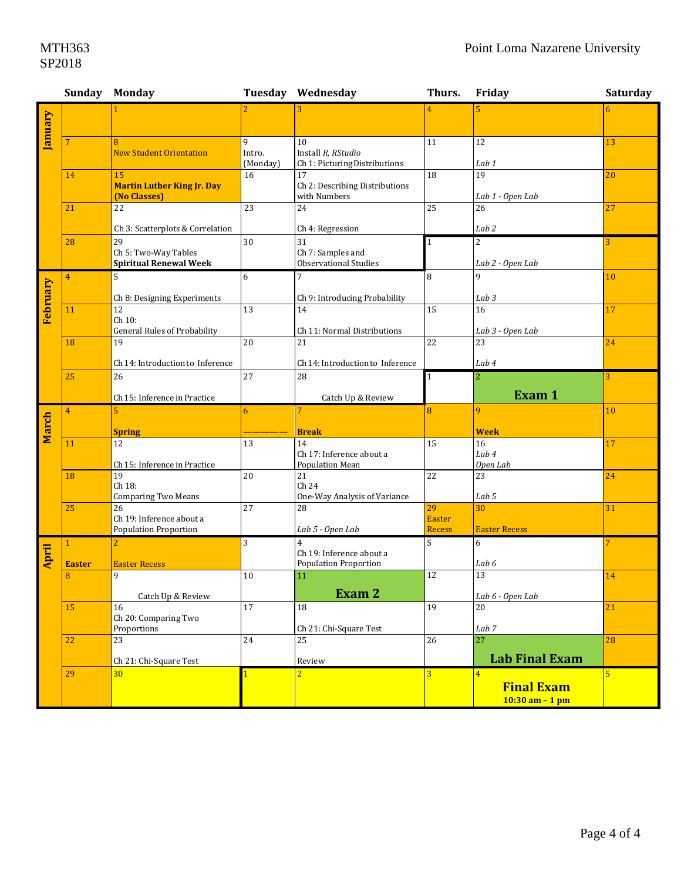MTH363
SP2018

Point Loma Nazarene University

| | Sunday | Monday | Tuesday | Wednesday | Thurs. | Friday | Saturday |
|---|---|---|---|---|---|---|---|
| January | | 1 | 2 | 3 | 4 | 5 | 6 |
| | 7 | 8 New Student Orientation | 9 Intro. (Monday) | 10 Install *R, RStudio* Ch 1: Picturing Distributions | 11 | 12 *Lab 1* | 13 |
| | 14 | 15 **Martin Luther King Jr. Day (No Classes)** | 16 | 17 Ch 2: Describing Distributions with Numbers | 18 | 19 *Lab 1 - Open Lab* | 20 |
| | 21 | 22 Ch 3: Scatterplots & Correlation | 23 | 24 Ch 4: Regression | 25 | 26 *Lab 2* | 27 |
| | 28 | 29 Ch 5: Two-Way Tables **Spiritual Renewal Week** | 30 | 31 Ch 7: Samples and Observational Studies | 1 | 2 *Lab 2 - Open Lab* | 3 |
| February | 4 | 5 Ch 8: Designing Experiments | 6 | 7 Ch 9: Introducing Probability | 8 | 9 *Lab 3* | 10 |
| | 11 | 12 Ch 10: General Rules of Probability | 13 | 14 Ch 11: Normal Distributions | 15 | 16 *Lab 3 - Open Lab* | 17 |
| | 18 | 19 Ch 14: Introduction to Inference | 20 | 21 Ch 14: Introduction to Inference | 22 | 23 *Lab 4* | 24 |
| | 25 | 26 Ch 15: Inference in Practice | 27 | 28 Catch Up & Review | 1 | 2 **Exam 1** | 3 |
| March | 4 | 5 **Spring** | 6 ————— | 7 **Break** | 8 | 9 **Week** | 10 |
| | 11 | 12 Ch 15: Inference in Practice | 13 | 14 Ch 17: Inference about a Population Mean | 15 | 16 *Lab 4 Open Lab* | 17 |
| | 18 | 19 Ch 18: Comparing Two Means | 20 | 21 Ch 24 One-Way Analysis of Variance | 22 | 23 *Lab 5* | 24 |
| | 25 | 26 Ch 19: Inference about a Population Proportion | 27 | 28 *Lab 5 - Open Lab* | 29 Easter Recess | 30 Easter Recess | 31 |
| April | 1 **Easter** | 2 Easter Recess | 3 | 4 Ch 19: Inference about a Population Proportion | 5 | 6 *Lab 6* | 7 |
| | 8 | 9 Catch Up & Review | 10 | 11 **Exam 2** | 12 | 13 *Lab 6 - Open Lab* | 14 |
| | 15 | 16 Ch 20: Comparing Two Proportions | 17 | 18 Ch 21: Chi-Square Test | 19 | 20 *Lab 7* | 21 |
| | 22 | 23 Ch 21: Chi-Square Test | 24 | 25 Review | 26 | 27 **Lab Final Exam** | 28 |
| | 29 | 30 | 1 | 2 | 3 | 4 **Final Exam 10:30 am – 1 pm** | 5 |